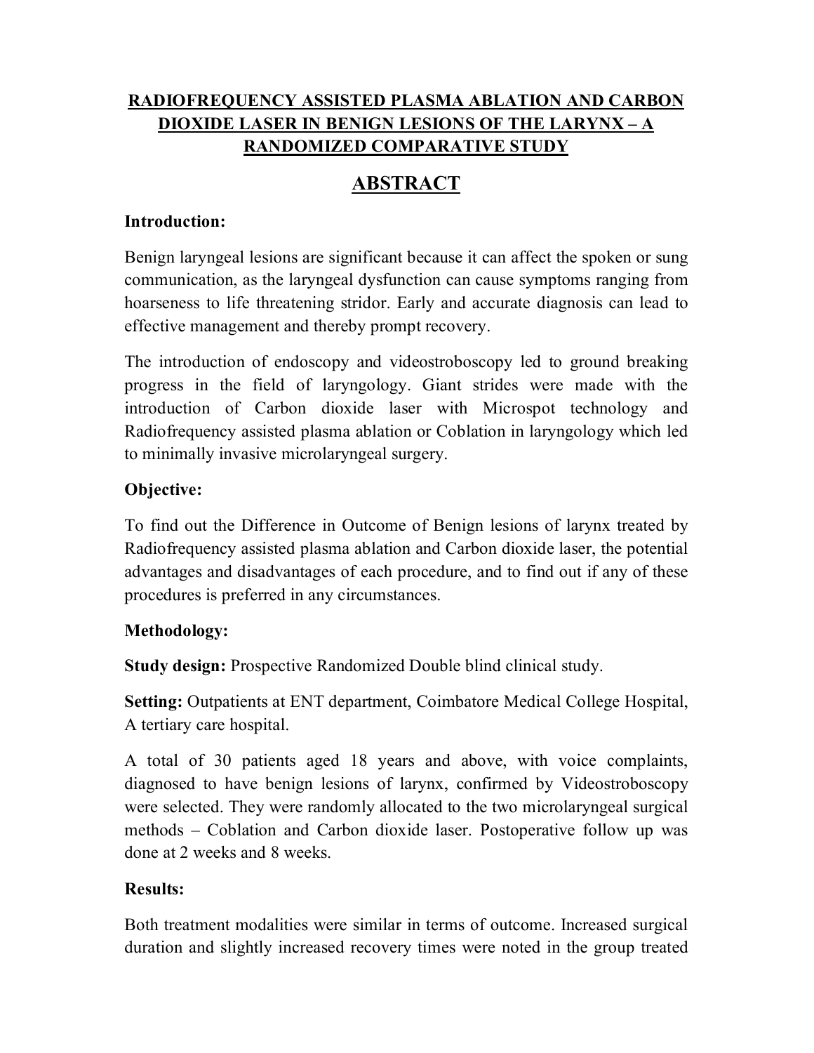# RADIOFREQUENCY ASSISTED PLASMA ABLATION AND CARBON DIOXIDE LASER IN BENIGN LESIONS OF THE LARYNX – A RANDOMIZED COMPARATIVE STUDY

## ABSTRACT

**Introduction:**

Benign laryngeal lesions are significant because it can affect the spoken or sung communication, as the laryngeal dysfunction can cause symptoms ranging from hoarseness to life threatening stridor. Early and accurate diagnosis can lead to effective management and thereby prompt recovery.

The introduction of endoscopy and videostroboscopy led to ground breaking progress in the field of laryngology. Giant strides were made with the introduction of Carbon dioxide laser with Microspot technology and Radiofrequency assisted plasma ablation or Coblation in laryngology which led to minimally invasive microlaryngeal surgery.

**Objective:**

To find out the Difference in Outcome of Benign lesions of larynx treated by Radiofrequency assisted plasma ablation and Carbon dioxide laser, the potential advantages and disadvantages of each procedure, and to find out if any of these procedures is preferred in any circumstances.

**Methodology:**

**Study design:** Prospective Randomized Double blind clinical study.

**Setting:** Outpatients at ENT department, Coimbatore Medical College Hospital, A tertiary care hospital.

A total of 30 patients aged 18 years and above, with voice complaints, diagnosed to have benign lesions of larynx, confirmed by Videostroboscopy were selected. They were randomly allocated to the two microlaryngeal surgical methods – Coblation and Carbon dioxide laser. Postoperative follow up was done at 2 weeks and 8 weeks.

**Results:**

Both treatment modalities were similar in terms of outcome. Increased surgical duration and slightly increased recovery times were noted in the group treated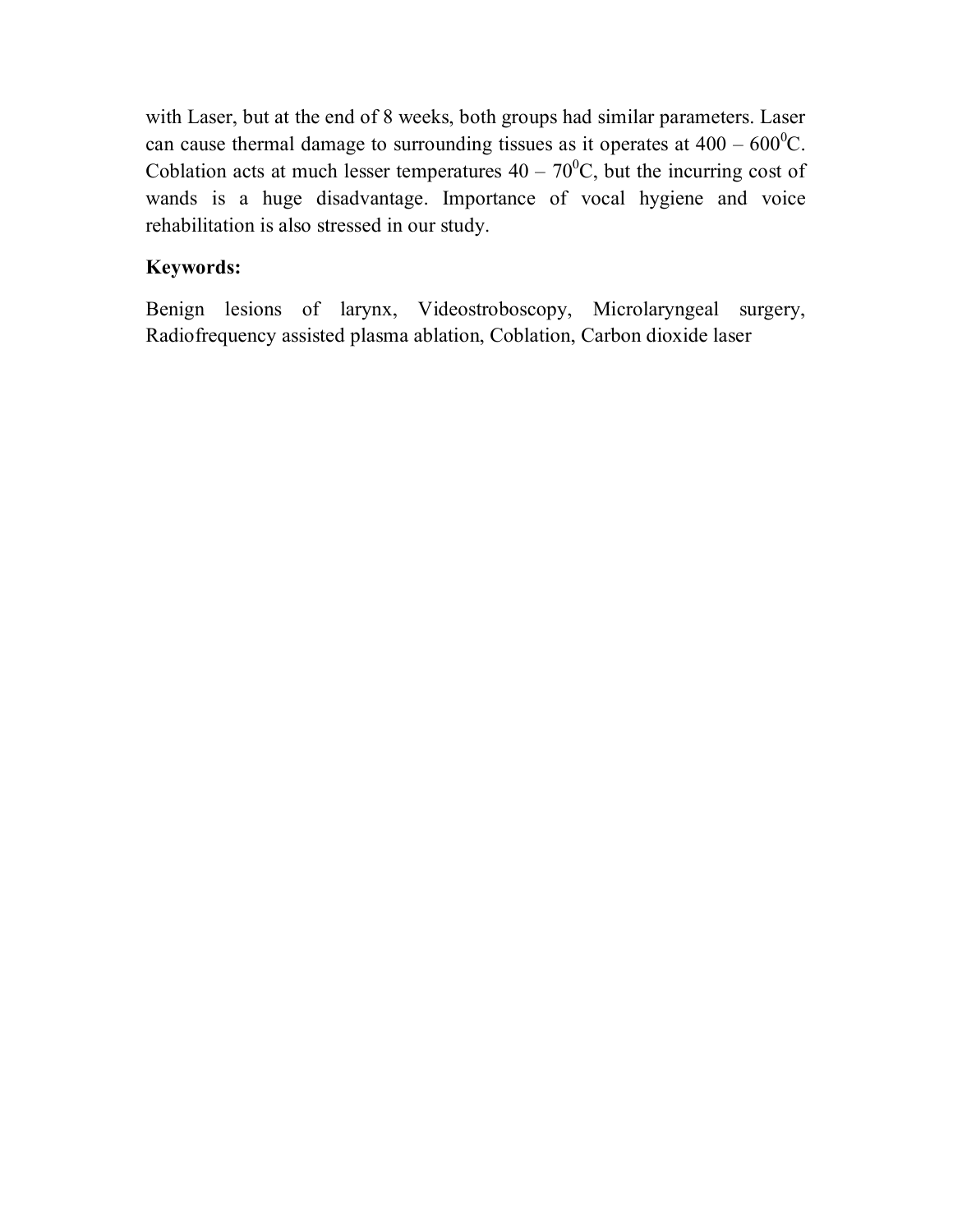with Laser, but at the end of 8 weeks, both groups had similar parameters. Laser can cause thermal damage to surrounding tissues as it operates at 400 – 600$^0$C. Coblation acts at much lesser temperatures 40 – 70$^0$C, but the incurring cost of wands is a huge disadvantage. Importance of vocal hygiene and voice rehabilitation is also stressed in our study.

**Keywords:**

Benign lesions of larynx, Videostroboscopy, Microlaryngeal surgery, Radiofrequency assisted plasma ablation, Coblation, Carbon dioxide laser